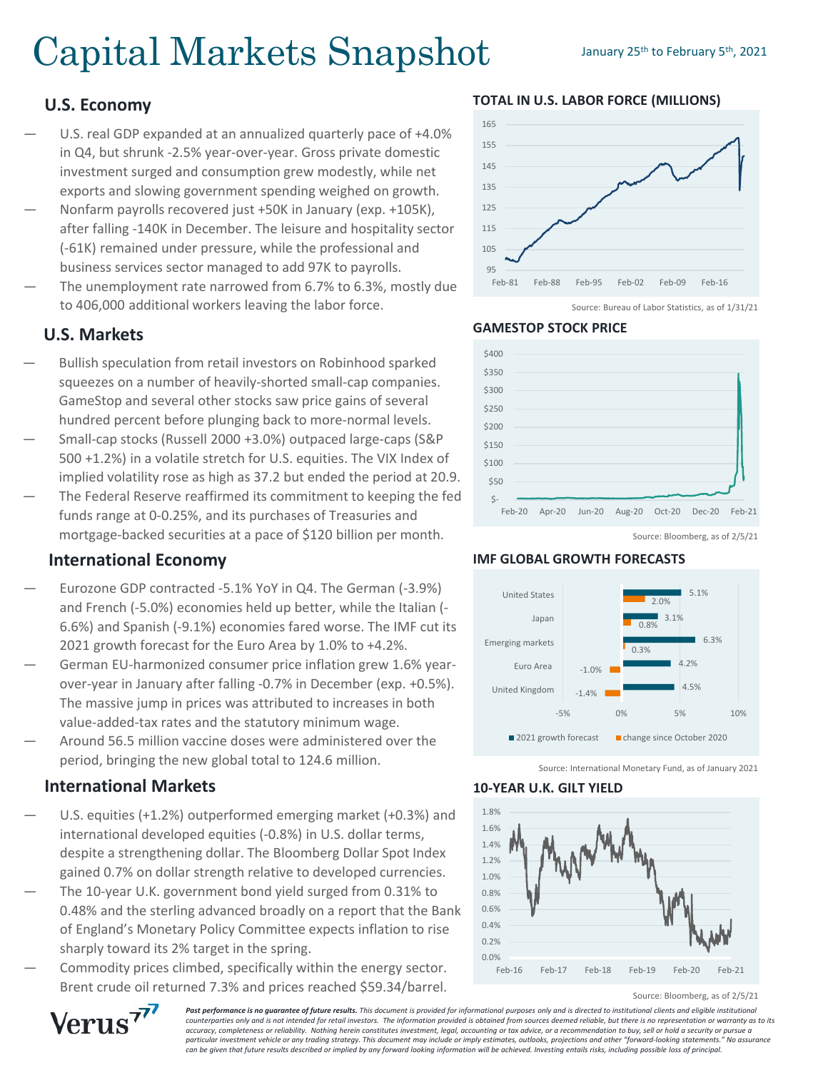# Capital Markets Snapshot

January 25th to February 5th, 2021

## U.S. Economy

- U.S. real GDP expanded at an annualized quarterly pace of +4.0% in Q4, but shrunk -2.5% year-over-year. Gross private domestic investment surged and consumption grew modestly, while net exports and slowing government spending weighed on growth.
- Nonfarm payrolls recovered just +50K in January (exp. +105K), after falling -140K in December. The leisure and hospitality sector (-61K) remained under pressure, while the professional and business services sector managed to add 97K to payrolls.
- The unemployment rate narrowed from 6.7% to 6.3%, mostly due to 406,000 additional workers leaving the labor force.

## U.S. Markets

- Bullish speculation from retail investors on Robinhood sparked squeezes on a number of heavily-shorted small-cap companies. GameStop and several other stocks saw price gains of several hundred percent before plunging back to more-normal levels.
- Small-cap stocks (Russell 2000 +3.0%) outpaced large-caps (S&P 500 +1.2%) in a volatile stretch for U.S. equities. The VIX Index of implied volatility rose as high as 37.2 but ended the period at 20.9.
- The Federal Reserve reaffirmed its commitment to keeping the fed funds range at 0-0.25%, and its purchases of Treasuries and mortgage-backed securities at a pace of $120 billion per month.

## International Economy

- Eurozone GDP contracted -5.1% YoY in Q4. The German (-3.9%) and French (-5.0%) economies held up better, while the Italian (-6.6%) and Spanish (-9.1%) economies fared worse. The IMF cut its 2021 growth forecast for the Euro Area by 1.0% to +4.2%.
- German EU-harmonized consumer price inflation grew 1.6% year-over-year in January after falling -0.7% in December (exp. +0.5%). The massive jump in prices was attributed to increases in both value-added-tax rates and the statutory minimum wage.
- Around 56.5 million vaccine doses were administered over the period, bringing the new global total to 124.6 million.

## International Markets

- U.S. equities (+1.2%) outperformed emerging market (+0.3%) and international developed equities (-0.8%) in U.S. dollar terms, despite a strengthening dollar. The Bloomberg Dollar Spot Index gained 0.7% on dollar strength relative to developed currencies.
- The 10-year U.K. government bond yield surged from 0.31% to 0.48% and the sterling advanced broadly on a report that the Bank of England's Monetary Policy Committee expects inflation to rise sharply toward its 2% target in the spring.
- Commodity prices climbed, specifically within the energy sector. Brent crude oil returned 7.3% and prices reached $59.34/barrel.

### TOTAL IN U.S. LABOR FORCE (MILLIONS)

Source: Bureau of Labor Statistics, as of 1/31/21

### GAMESTOP STOCK PRICE

Source: Bloomberg, as of 2/5/21

### IMF GLOBAL GROWTH FORECASTS

| | 2021 growth forecast | change since October 2020 |
|---|---|---|
| United States | 5.1% | 2.0% |
| Japan | 3.1% | 0.8% |
| Emerging markets | 6.3% | 0.3% |
| Euro Area | 4.2% | -1.0% |
| United Kingdom | 4.5% | -1.4% |

Source: International Monetary Fund, as of January 2021

### 10-YEAR U.K. GILT YIELD

Source: Bloomberg, as of 2/5/21

***Past performance is no guarantee of future results.*** *This document is provided for informational purposes only and is directed to institutional clients and eligible institutional counterparties only and is not intended for retail investors. The information provided is obtained from sources deemed reliable, but there is no representation or warranty as to its accuracy, completeness or reliability. Nothing herein constitutes investment, legal, accounting or tax advice, or a recommendation to buy, sell or hold a security or pursue a particular investment vehicle or any trading strategy. This document may include or imply estimates, outlooks, projections and other "forward-looking statements." No assurance can be given that future results described or implied by any forward looking information will be achieved. Investing entails risks, including possible loss of principal.*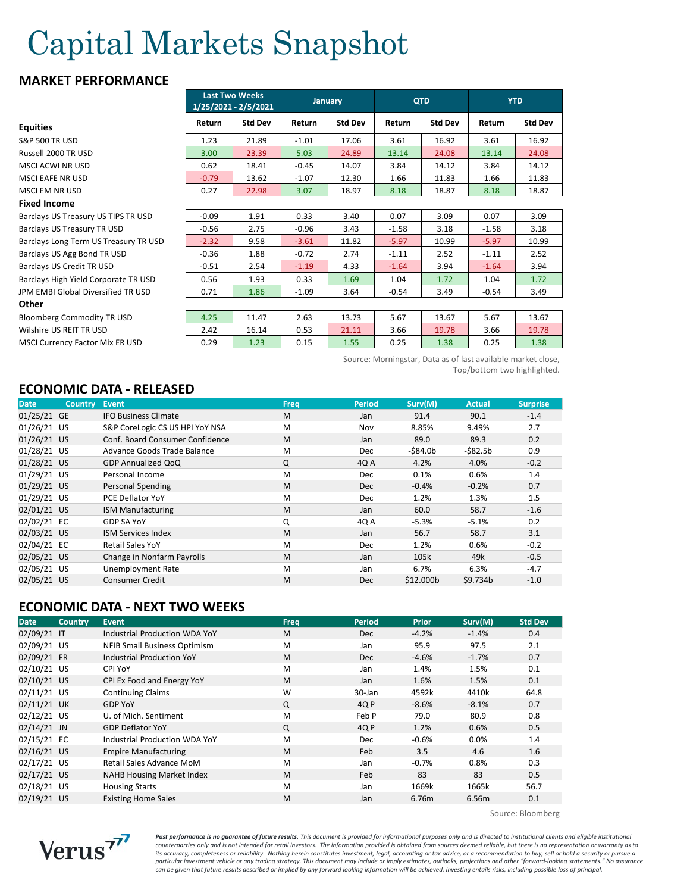# Capital Markets Snapshot

## MARKET PERFORMANCE

| | Last Two Weeks 1/25/2021 - 2/5/2021 | | January | | QTD | | YTD | |
|---|---|---|---|---|---|---|---|---|
| **Equities** | Return | Std Dev | Return | Std Dev | Return | Std Dev | Return | Std Dev |
| S&P 500 TR USD | 1.23 | 21.89 | -1.01 | 17.06 | 3.61 | 16.92 | 3.61 | 16.92 |
| Russell 2000 TR USD | 3.00 | 23.39 | 5.03 | 24.89 | 13.14 | 24.08 | 13.14 | 24.08 |
| MSCI ACWI NR USD | 0.62 | 18.41 | -0.45 | 14.07 | 3.84 | 14.12 | 3.84 | 14.12 |
| MSCI EAFE NR USD | -0.79 | 13.62 | -1.07 | 12.30 | 1.66 | 11.83 | 1.66 | 11.83 |
| MSCI EM NR USD | 0.27 | 22.98 | 3.07 | 18.97 | 8.18 | 18.87 | 8.18 | 18.87 |
| **Fixed Income** | | | | | | | | |
| Barclays US Treasury US TIPS TR USD | -0.09 | 1.91 | 0.33 | 3.40 | 0.07 | 3.09 | 0.07 | 3.09 |
| Barclays US Treasury TR USD | -0.56 | 2.75 | -0.96 | 3.43 | -1.58 | 3.18 | -1.58 | 3.18 |
| Barclays Long Term US Treasury TR USD | -2.32 | 9.58 | -3.61 | 11.82 | -5.97 | 10.99 | -5.97 | 10.99 |
| Barclays US Agg Bond TR USD | -0.36 | 1.88 | -0.72 | 2.74 | -1.11 | 2.52 | -1.11 | 2.52 |
| Barclays US Credit TR USD | -0.51 | 2.54 | -1.19 | 4.33 | -1.64 | 3.94 | -1.64 | 3.94 |
| Barclays High Yield Corporate TR USD | 0.56 | 1.93 | 0.33 | 1.69 | 1.04 | 1.72 | 1.04 | 1.72 |
| JPM EMBI Global Diversified TR USD | 0.71 | 1.86 | -1.09 | 3.64 | -0.54 | 3.49 | -0.54 | 3.49 |
| **Other** | | | | | | | | |
| Bloomberg Commodity TR USD | 4.25 | 11.47 | 2.63 | 13.73 | 5.67 | 13.67 | 5.67 | 13.67 |
| Wilshire US REIT TR USD | 2.42 | 16.14 | 0.53 | 21.11 | 3.66 | 19.78 | 3.66 | 19.78 |
| MSCI Currency Factor Mix ER USD | 0.29 | 1.23 | 0.15 | 1.55 | 0.25 | 1.38 | 0.25 | 1.38 |

Source: Morningstar, Data as of last available market close, Top/bottom two highlighted.

## ECONOMIC DATA - RELEASED

| Date | Country | Event | Freq | Period | Surv(M) | Actual | Surprise |
|---|---|---|---|---|---|---|---|
| 01/25/21 | GE | IFO Business Climate | M | Jan | 91.4 | 90.1 | -1.4 |
| 01/26/21 | US | S&P CoreLogic CS US HPI YoY NSA | M | Nov | 8.85% | 9.49% | 2.7 |
| 01/26/21 | US | Conf. Board Consumer Confidence | M | Jan | 89.0 | 89.3 | 0.2 |
| 01/28/21 | US | Advance Goods Trade Balance | M | Dec | -$84.0b | -$82.5b | 0.9 |
| 01/28/21 | US | GDP Annualized QoQ | Q | 4Q A | 4.2% | 4.0% | -0.2 |
| 01/29/21 | US | Personal Income | M | Dec | 0.1% | 0.6% | 1.4 |
| 01/29/21 | US | Personal Spending | M | Dec | -0.4% | -0.2% | 0.7 |
| 01/29/21 | US | PCE Deflator YoY | M | Dec | 1.2% | 1.3% | 1.5 |
| 02/01/21 | US | ISM Manufacturing | M | Jan | 60.0 | 58.7 | -1.6 |
| 02/02/21 | EC | GDP SA YoY | Q | 4Q A | -5.3% | -5.1% | 0.2 |
| 02/03/21 | US | ISM Services Index | M | Jan | 56.7 | 58.7 | 3.1 |
| 02/04/21 | EC | Retail Sales YoY | M | Dec | 1.2% | 0.6% | -0.2 |
| 02/05/21 | US | Change in Nonfarm Payrolls | M | Jan | 105k | 49k | -0.5 |
| 02/05/21 | US | Unemployment Rate | M | Jan | 6.7% | 6.3% | -4.7 |
| 02/05/21 | US | Consumer Credit | M | Dec | $12.000b | $9.734b | -1.0 |

## ECONOMIC DATA - NEXT TWO WEEKS

| Date | Country | Event | Freq | Period | Prior | Surv(M) | Std Dev |
|---|---|---|---|---|---|---|---|
| 02/09/21 | IT | Industrial Production WDA YoY | M | Dec | -4.2% | -1.4% | 0.4 |
| 02/09/21 | US | NFIB Small Business Optimism | M | Jan | 95.9 | 97.5 | 2.1 |
| 02/09/21 | FR | Industrial Production YoY | M | Dec | -4.6% | -1.7% | 0.7 |
| 02/10/21 | US | CPI YoY | M | Jan | 1.4% | 1.5% | 0.1 |
| 02/10/21 | US | CPI Ex Food and Energy YoY | M | Jan | 1.6% | 1.5% | 0.1 |
| 02/11/21 | US | Continuing Claims | W | 30-Jan | 4592k | 4410k | 64.8 |
| 02/11/21 | UK | GDP YoY | Q | 4Q P | -8.6% | -8.1% | 0.7 |
| 02/12/21 | US | U. of Mich. Sentiment | M | Feb P | 79.0 | 80.9 | 0.8 |
| 02/14/21 | JN | GDP Deflator YoY | Q | 4Q P | 1.2% | 0.6% | 0.5 |
| 02/15/21 | EC | Industrial Production WDA YoY | M | Dec | -0.6% | 0.0% | 1.4 |
| 02/16/21 | US | Empire Manufacturing | M | Feb | 3.5 | 4.6 | 1.6 |
| 02/17/21 | US | Retail Sales Advance MoM | M | Jan | -0.7% | 0.8% | 0.3 |
| 02/17/21 | US | NAHB Housing Market Index | M | Feb | 83 | 83 | 0.5 |
| 02/18/21 | US | Housing Starts | M | Jan | 1669k | 1665k | 56.7 |
| 02/19/21 | US | Existing Home Sales | M | Jan | 6.76m | 6.56m | 0.1 |

Source: Bloomberg

Verus

***Past performance is no guarantee of future results.*** *This document is provided for informational purposes only and is directed to institutional clients and eligible institutional counterparties only and is not intended for retail investors. The information provided is obtained from sources deemed reliable, but there is no representation or warranty as to its accuracy, completeness or reliability. Nothing herein constitutes investment, legal, accounting or tax advice, or a recommendation to buy, sell or hold a security or pursue a particular investment vehicle or any trading strategy. This document may include or imply estimates, outlooks, projections and other "forward-looking statements." No assurance can be given that future results described or implied by any forward looking information will be achieved. Investing entails risks, including possible loss of principal.*